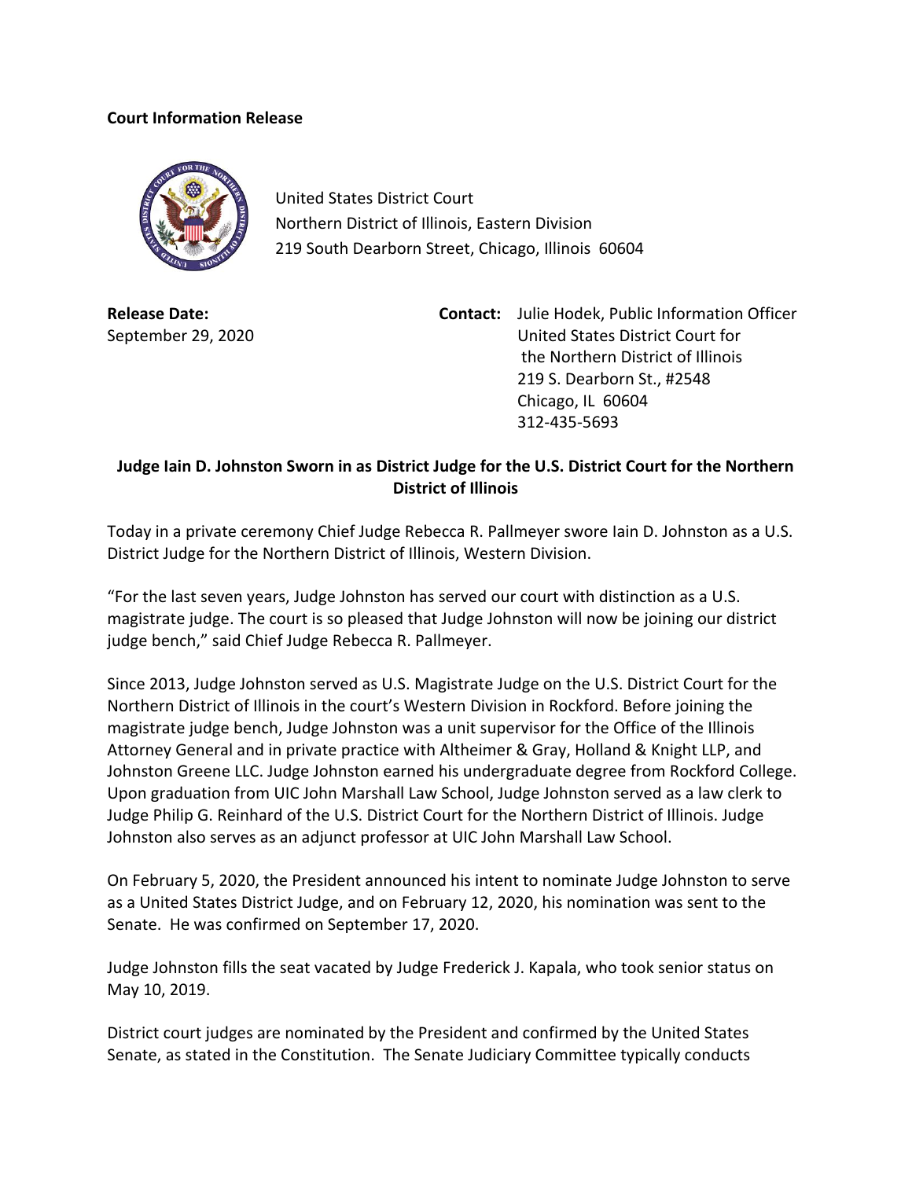**Court Information Release**

United States District Court
Northern District of Illinois, Eastern Division
219 South Dearborn Street, Chicago, Illinois 60604

**Release Date:**
September 29, 2020

**Contact:** Julie Hodek, Public Information Officer
United States District Court for
the Northern District of Illinois
219 S. Dearborn St., #2548
Chicago, IL 60604
312-435-5693

## Judge Iain D. Johnston Sworn in as District Judge for the U.S. District Court for the Northern District of Illinois

Today in a private ceremony Chief Judge Rebecca R. Pallmeyer swore Iain D. Johnston as a U.S. District Judge for the Northern District of Illinois, Western Division.

"For the last seven years, Judge Johnston has served our court with distinction as a U.S. magistrate judge. The court is so pleased that Judge Johnston will now be joining our district judge bench," said Chief Judge Rebecca R. Pallmeyer.

Since 2013, Judge Johnston served as U.S. Magistrate Judge on the U.S. District Court for the Northern District of Illinois in the court's Western Division in Rockford. Before joining the magistrate judge bench, Judge Johnston was a unit supervisor for the Office of the Illinois Attorney General and in private practice with Altheimer & Gray, Holland & Knight LLP, and Johnston Greene LLC. Judge Johnston earned his undergraduate degree from Rockford College. Upon graduation from UIC John Marshall Law School, Judge Johnston served as a law clerk to Judge Philip G. Reinhard of the U.S. District Court for the Northern District of Illinois. Judge Johnston also serves as an adjunct professor at UIC John Marshall Law School.

On February 5, 2020, the President announced his intent to nominate Judge Johnston to serve as a United States District Judge, and on February 12, 2020, his nomination was sent to the Senate. He was confirmed on September 17, 2020.

Judge Johnston fills the seat vacated by Judge Frederick J. Kapala, who took senior status on May 10, 2019.

District court judges are nominated by the President and confirmed by the United States Senate, as stated in the Constitution. The Senate Judiciary Committee typically conducts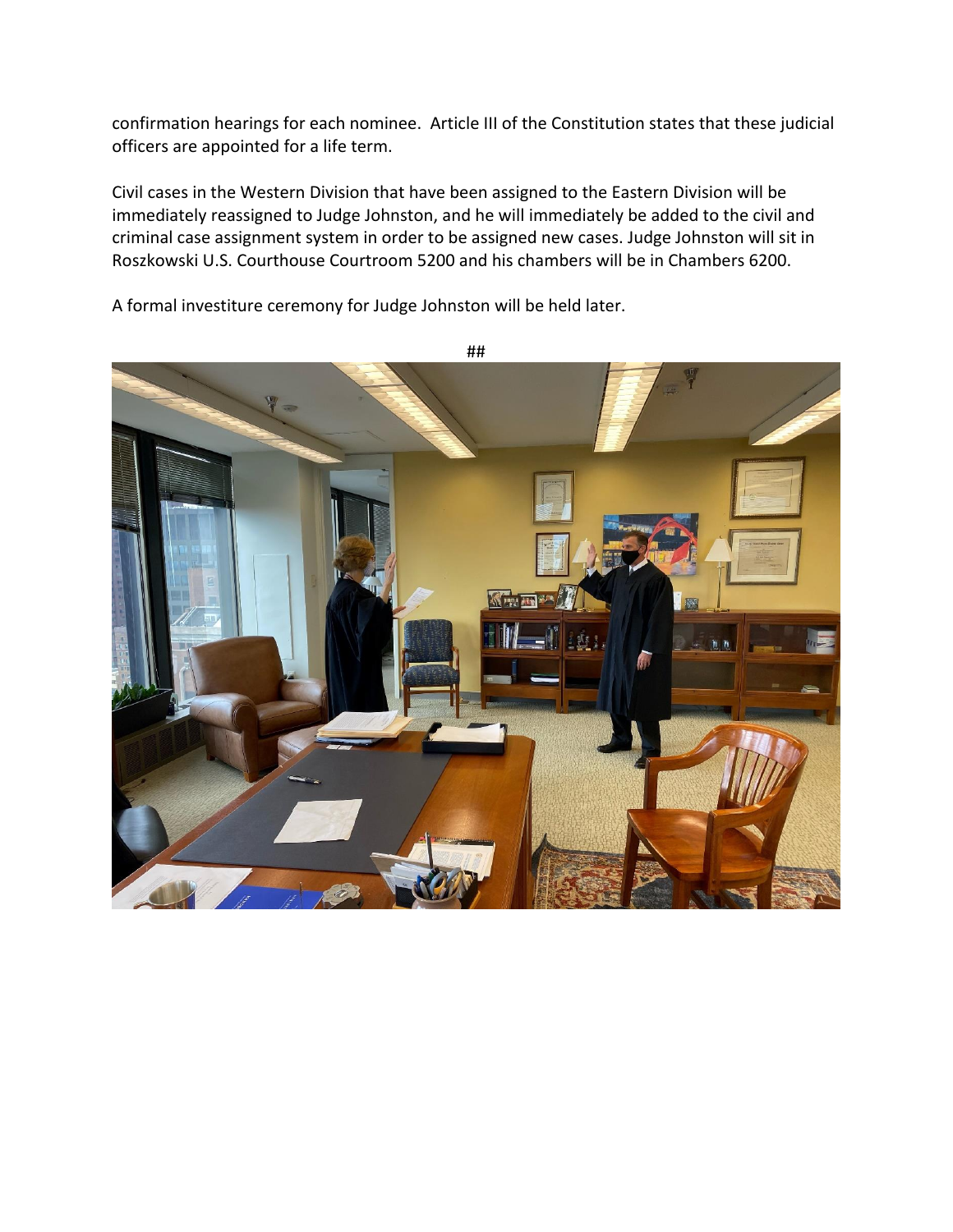confirmation hearings for each nominee. Article III of the Constitution states that these judicial officers are appointed for a life term.

Civil cases in the Western Division that have been assigned to the Eastern Division will be immediately reassigned to Judge Johnston, and he will immediately be added to the civil and criminal case assignment system in order to be assigned new cases. Judge Johnston will sit in Roszkowski U.S. Courthouse Courtroom 5200 and his chambers will be in Chambers 6200.

A formal investiture ceremony for Judge Johnston will be held later.

##